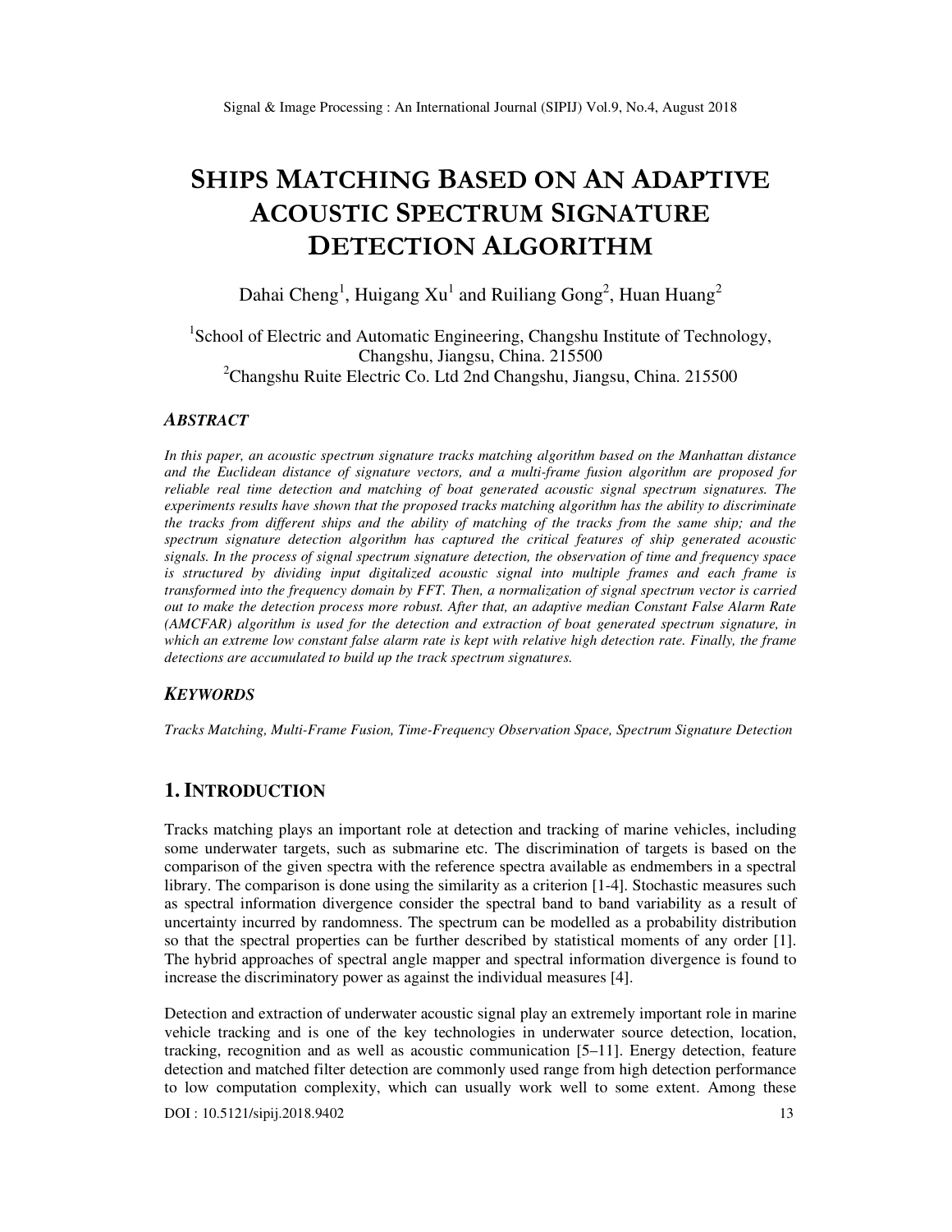# SHIPS MATCHING BASED ON AN ADAPTIVE ACOUSTIC SPECTRUM SIGNATURE DETECTION ALGORITHM

Dahai Cheng[1], Huigang Xu[1] and Ruiliang Gong[2], Huan Huang[2]

[1]School of Electric and Automatic Engineering, Changshu Institute of Technology, Changshu, Jiangsu, China. 215500

[2]Changshu Ruite Electric Co. Ltd 2nd Changshu, Jiangsu, China. 215500

### ABSTRACT

*In this paper, an acoustic spectrum signature tracks matching algorithm based on the Manhattan distance and the Euclidean distance of signature vectors, and a multi-frame fusion algorithm are proposed for reliable real time detection and matching of boat generated acoustic signal spectrum signatures. The experiments results have shown that the proposed tracks matching algorithm has the ability to discriminate the tracks from different ships and the ability of matching of the tracks from the same ship; and the spectrum signature detection algorithm has captured the critical features of ship generated acoustic signals. In the process of signal spectrum signature detection, the observation of time and frequency space is structured by dividing input digitalized acoustic signal into multiple frames and each frame is transformed into the frequency domain by FFT. Then, a normalization of signal spectrum vector is carried out to make the detection process more robust. After that, an adaptive median Constant False Alarm Rate (AMCFAR) algorithm is used for the detection and extraction of boat generated spectrum signature, in which an extreme low constant false alarm rate is kept with relative high detection rate. Finally, the frame detections are accumulated to build up the track spectrum signatures.*

### KEYWORDS

*Tracks Matching, Multi-Frame Fusion, Time-Frequency Observation Space, Spectrum Signature Detection*

## 1. INTRODUCTION

Tracks matching plays an important role at detection and tracking of marine vehicles, including some underwater targets, such as submarine etc. The discrimination of targets is based on the comparison of the given spectra with the reference spectra available as endmembers in a spectral library. The comparison is done using the similarity as a criterion [1-4]. Stochastic measures such as spectral information divergence consider the spectral band to band variability as a result of uncertainty incurred by randomness. The spectrum can be modelled as a probability distribution so that the spectral properties can be further described by statistical moments of any order [1]. The hybrid approaches of spectral angle mapper and spectral information divergence is found to increase the discriminatory power as against the individual measures [4].

Detection and extraction of underwater acoustic signal play an extremely important role in marine vehicle tracking and is one of the key technologies in underwater source detection, location, tracking, recognition and as well as acoustic communication [5–11]. Energy detection, feature detection and matched filter detection are commonly used range from high detection performance to low computation complexity, which can usually work well to some extent. Among these

DOI : 10.5121/sipij.2018.9402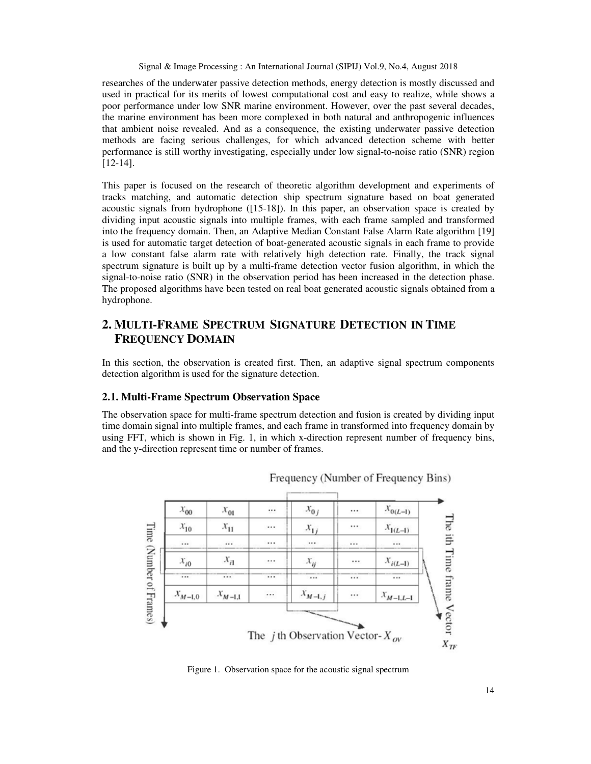researches of the underwater passive detection methods, energy detection is mostly discussed and used in practical for its merits of lowest computational cost and easy to realize, while shows a poor performance under low SNR marine environment. However, over the past several decades, the marine environment has been more complexed in both natural and anthropogenic influences that ambient noise revealed. And as a consequence, the existing underwater passive detection methods are facing serious challenges, for which advanced detection scheme with better performance is still worthy investigating, especially under low signal-to-noise ratio (SNR) region [12-14].

This paper is focused on the research of theoretic algorithm development and experiments of tracks matching, and automatic detection ship spectrum signature based on boat generated acoustic signals from hydrophone ([15-18]). In this paper, an observation space is created by dividing input acoustic signals into multiple frames, with each frame sampled and transformed into the frequency domain. Then, an Adaptive Median Constant False Alarm Rate algorithm [19] is used for automatic target detection of boat-generated acoustic signals in each frame to provide a low constant false alarm rate with relatively high detection rate. Finally, the track signal spectrum signature is built up by a multi-frame detection vector fusion algorithm, in which the signal-to-noise ratio (SNR) in the observation period has been increased in the detection phase. The proposed algorithms have been tested on real boat generated acoustic signals obtained from a hydrophone.

## 2. Multi-Frame Spectrum Signature Detection in Time Frequency Domain

In this section, the observation is created first. Then, an adaptive signal spectrum components detection algorithm is used for the signature detection.

### 2.1. Multi-Frame Spectrum Observation Space

The observation space for multi-frame spectrum detection and fusion is created by dividing input time domain signal into multiple frames, and each frame in transformed into frequency domain by using FFT, which is shown in Fig. 1, in which x-direction represent number of frequency bins, and the y-direction represent time or number of frames.

Frequency (Number of Frequency Bins)

| $x_{00}$ | $x_{01}$ | ... | $x_{0j}$ | ... | $x_{0(L-1)}$ |
|---|---|---|---|---|---|
| $x_{10}$ | $x_{11}$ | ... | $x_{1j}$ | ... | $x_{1(L-1)}$ |
| ... | ... | ... | ... | ... | ... |
| $x_{i0}$ | $x_{i1}$ | ... | $x_{ij}$ | ... | $x_{i(L-1)}$ |
| ... | ... | ... | ... | ... | ... |
| $x_{M-1,0}$ | $x_{M-1,1}$ | ... | $x_{M-1,j}$ | ... | $x_{M-1,L-1}$ |

Time (Number of Frames)

The $j$ th Observation Vector- $X_{OV}$

The ith Time frame Vector $X_{TF}$

Figure 1. Observation space for the acoustic signal spectrum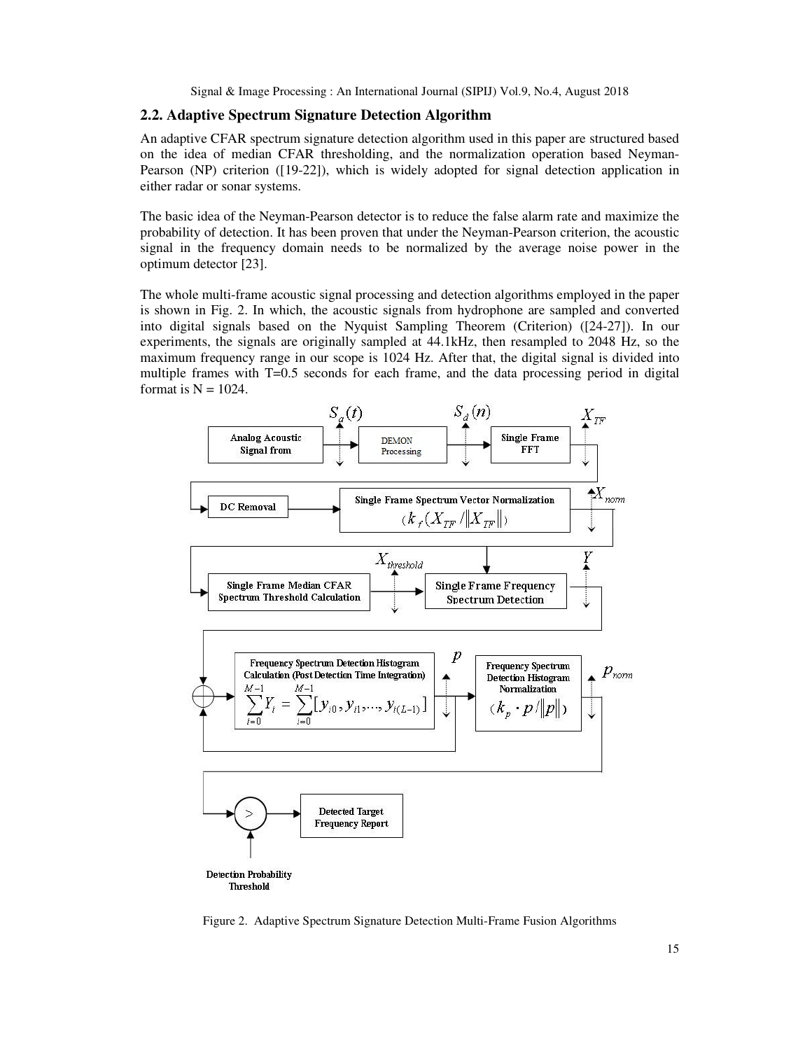## 2.2. Adaptive Spectrum Signature Detection Algorithm

An adaptive CFAR spectrum signature detection algorithm used in this paper are structured based on the idea of median CFAR thresholding, and the normalization operation based Neyman-Pearson (NP) criterion ([19-22]), which is widely adopted for signal detection application in either radar or sonar systems.

The basic idea of the Neyman-Pearson detector is to reduce the false alarm rate and maximize the probability of detection. It has been proven that under the Neyman-Pearson criterion, the acoustic signal in the frequency domain needs to be normalized by the average noise power in the optimum detector [23].

The whole multi-frame acoustic signal processing and detection algorithms employed in the paper is shown in Fig. 2. In which, the acoustic signals from hydrophone are sampled and converted into digital signals based on the Nyquist Sampling Theorem (Criterion) ([24-27]). In our experiments, the signals are originally sampled at 44.1kHz, then resampled to 2048 Hz, so the maximum frequency range in our scope is 1024 Hz. After that, the digital signal is divided into multiple frames with T=0.5 seconds for each frame, and the data processing period in digital format is N = 1024.

Analog Acoustic Signal from → $S_a(t)$ → DEMON Processing → $S_d(n)$ → Single Frame FFT → $X_{TF}$ → DC Removal → Single Frame Spectrum Vector Normalization ($k_f(X_{TF}/\|X_{TF}\|)$) → $X_{norm}$ → Single Frame Median CFAR Spectrum Threshold Calculation → $X_{threshold}$ → Single Frame Frequency Spectrum Detection → $Y$ → Frequency Spectrum Detection Histogram Calculation (Post Detection Time Integration) $\sum_{i=0}^{M-1} Y_i = \sum_{i=0}^{M-1}[y_{i0}, y_{i1}, \ldots, y_{i(L-1)}]$ → $p$ → Frequency Spectrum Detection Histogram Normalization ($k_p \cdot p/\|p\|$) → $p_{norm}$ → > (Detection Probability Threshold) → Detected Target Frequency Report

Figure 2. Adaptive Spectrum Signature Detection Multi-Frame Fusion Algorithms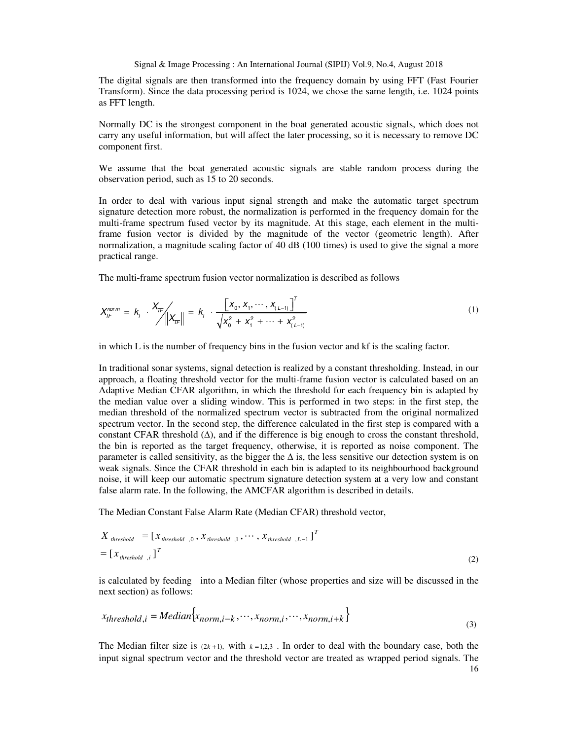The digital signals are then transformed into the frequency domain by using FFT (Fast Fourier Transform). Since the data processing period is 1024, we chose the same length, i.e. 1024 points as FFT length.

Normally DC is the strongest component in the boat generated acoustic signals, which does not carry any useful information, but will affect the later processing, so it is necessary to remove DC component first.

We assume that the boat generated acoustic signals are stable random process during the observation period, such as 15 to 20 seconds.

In order to deal with various input signal strength and make the automatic target spectrum signature detection more robust, the normalization is performed in the frequency domain for the multi-frame spectrum fused vector by its magnitude. At this stage, each element in the multi-frame fusion vector is divided by the magnitude of the vector (geometric length). After normalization, a magnitude scaling factor of 40 dB (100 times) is used to give the signal a more practical range.

The multi-frame spectrum fusion vector normalization is described as follows

$$X_{TF}^{norm} = k_f \cdot X_{TF} \Big/ \left\| X_{TF} \right\| = k_f \cdot \frac{\left[ x_0, x_1, \cdots, x_{(L-1)} \right]^T}{\sqrt{x_0^2 + x_1^2 + \cdots + x_{(L-1)}^2}} \tag{1}$$

in which L is the number of frequency bins in the fusion vector and kf is the scaling factor.

In traditional sonar systems, signal detection is realized by a constant thresholding. Instead, in our approach, a floating threshold vector for the multi-frame fusion vector is calculated based on an Adaptive Median CFAR algorithm, in which the threshold for each frequency bin is adapted by the median value over a sliding window. This is performed in two steps: in the first step, the median threshold of the normalized spectrum vector is subtracted from the original normalized spectrum vector. In the second step, the difference calculated in the first step is compared with a constant CFAR threshold (Δ), and if the difference is big enough to cross the constant threshold, the bin is reported as the target frequency, otherwise, it is reported as noise component. The parameter is called sensitivity, as the bigger the Δ is, the less sensitive our detection system is on weak signals. Since the CFAR threshold in each bin is adapted to its neighbourhood background noise, it will keep our automatic spectrum signature detection system at a very low and constant false alarm rate. In the following, the AMCFAR algorithm is described in details.

The Median Constant False Alarm Rate (Median CFAR) threshold vector,

$$\begin{aligned} X_{threshold} &= [x_{threshold,0}, x_{threshold,1}, \cdots, x_{threshold,L-1}]^T \\ &= [x_{threshold,i}]^T \end{aligned} \tag{2}$$

is calculated by feeding into a Median filter (whose properties and size will be discussed in the next section) as follows:

$$x_{threshold,i} = Median\{x_{norm,i-k}, \cdots, x_{norm,i}, \cdots, x_{norm,i+k}\} \tag{3}$$

The Median filter size is $(2k+1)$, with $k = 1,2,3$ . In order to deal with the boundary case, both the input signal spectrum vector and the threshold vector are treated as wrapped period signals. The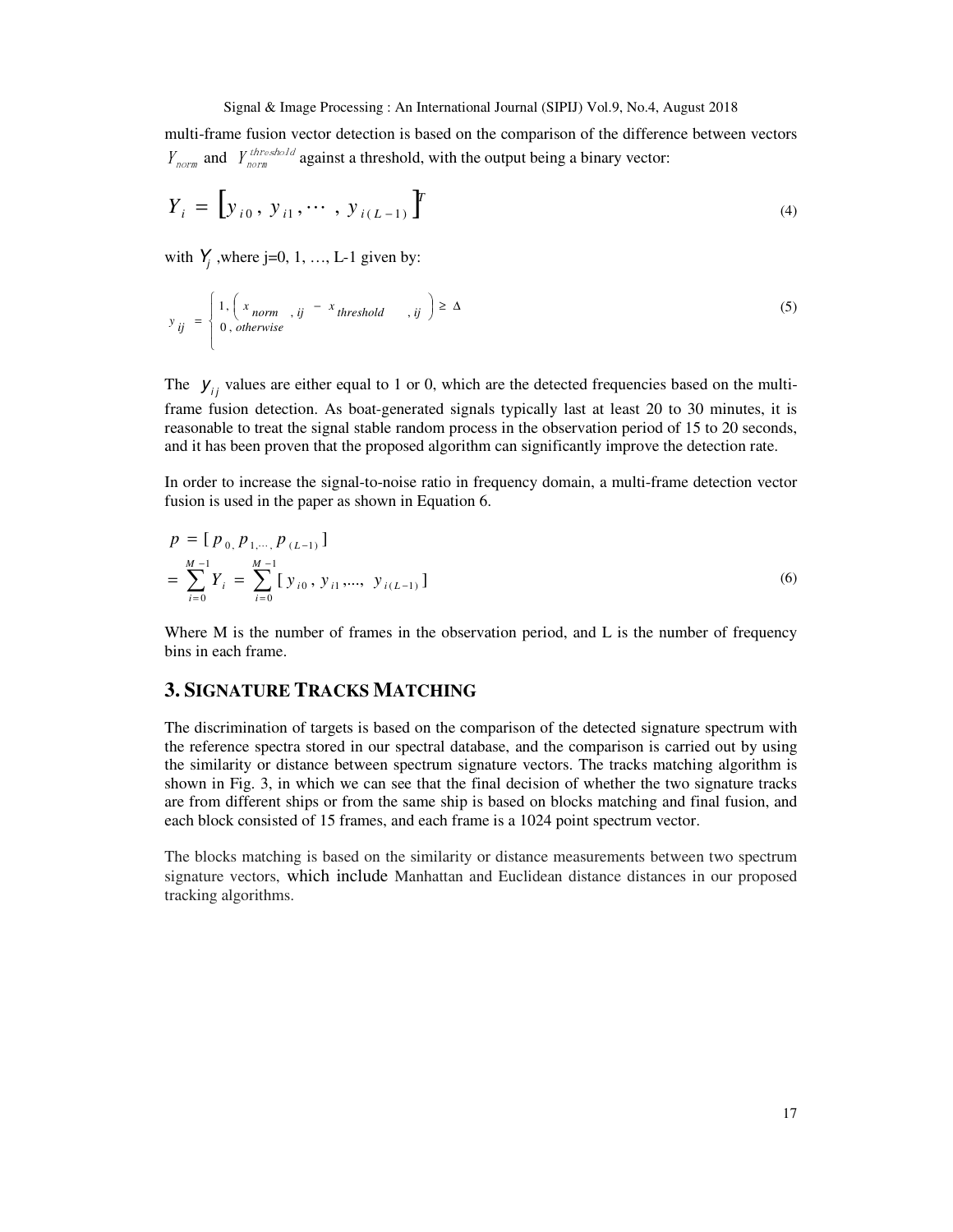multi-frame fusion vector detection is based on the comparison of the difference between vectors $Y_{norm}$ and $Y_{norm}^{threshold}$ against a threshold, with the output being a binary vector:

$$Y_i = \left[ y_{i0}, \, y_{i1}, \cdots, \, y_{i(L-1)} \right]^T \tag{4}$$

with $Y_j$ ,where j=0, 1, …, L-1 given by:

$$y_{ij} = \begin{cases} 1, \left( x_{norm,ij} - x_{threshold,ij} \right) \geq \Delta \\ 0, otherwise \end{cases} \tag{5}$$

The $y_{ij}$ values are either equal to 1 or 0, which are the detected frequencies based on the multi-frame fusion detection. As boat-generated signals typically last at least 20 to 30 minutes, it is reasonable to treat the signal stable random process in the observation period of 15 to 20 seconds, and it has been proven that the proposed algorithm can significantly improve the detection rate.

In order to increase the signal-to-noise ratio in frequency domain, a multi-frame detection vector fusion is used in the paper as shown in Equation 6.

$$\begin{aligned} p &= [p_0, p_1, \cdots, p_{(L-1)}] \\ &= \sum_{i=0}^{M-1} Y_i = \sum_{i=0}^{M-1} [y_{i0}, y_{i1}, ..., y_{i(L-1)}] \end{aligned} \tag{6}$$

Where M is the number of frames in the observation period, and L is the number of frequency bins in each frame.

## 3. Signature Tracks Matching

The discrimination of targets is based on the comparison of the detected signature spectrum with the reference spectra stored in our spectral database, and the comparison is carried out by using the similarity or distance between spectrum signature vectors. The tracks matching algorithm is shown in Fig. 3, in which we can see that the final decision of whether the two signature tracks are from different ships or from the same ship is based on blocks matching and final fusion, and each block consisted of 15 frames, and each frame is a 1024 point spectrum vector.

The blocks matching is based on the similarity or distance measurements between two spectrum signature vectors, which include Manhattan and Euclidean distance distances in our proposed tracking algorithms.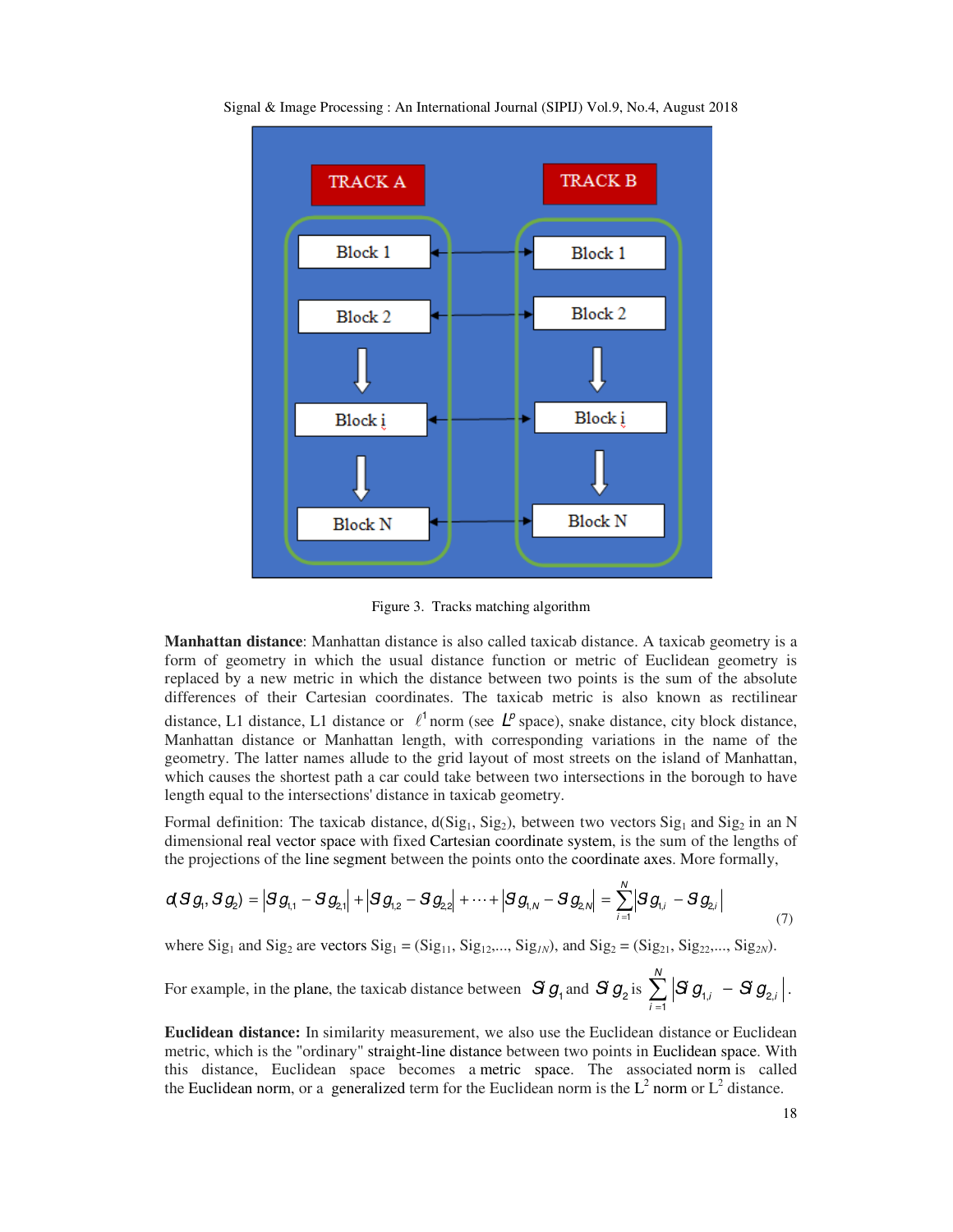Figure 3. Tracks matching algorithm

**Manhattan distance**: Manhattan distance is also called taxicab distance. A taxicab geometry is a form of geometry in which the usual distance function or metric of Euclidean geometry is replaced by a new metric in which the distance between two points is the sum of the absolute differences of their Cartesian coordinates. The taxicab metric is also known as rectilinear distance, L1 distance, L1 distance or $\ell^1$ norm (see $L^p$ space), snake distance, city block distance, Manhattan distance or Manhattan length, with corresponding variations in the name of the geometry. The latter names allude to the grid layout of most streets on the island of Manhattan, which causes the shortest path a car could take between two intersections in the borough to have length equal to the intersections' distance in taxicab geometry.

Formal definition: The taxicab distance, d($Sig_1$, $Sig_2$), between two vectors $Sig_1$ and $Sig_2$ in an N dimensional real vector space with fixed Cartesian coordinate system, is the sum of the lengths of the projections of the line segment between the points onto the coordinate axes. More formally,

$$d(Sig_1, Sig_2) = |Sig_{1,1} - Sig_{2,1}| + |Sig_{1,2} - Sig_{2,2}| + \cdots + |Sig_{1,N} - Sig_{2,N}| = \sum_{i=1}^{N} |Sig_{1,i} - Sig_{2,i}| \tag{7}$$

where $Sig_1$ and $Sig_2$ are vectors $Sig_1 = (Sig_{11}, Sig_{12},..., Sig_{1N})$, and $Sig_2 = (Sig_{21}, Sig_{22},..., Sig_{2N})$.

For example, in the plane, the taxicab distance between $Sig_1$ and $Sig_2$ is $\sum_{i=1}^{N} |Sig_{1,i} - Sig_{2,i}|$.

**Euclidean distance:** In similarity measurement, we also use the Euclidean distance or Euclidean metric, which is the "ordinary" straight-line distance between two points in Euclidean space. With this distance, Euclidean space becomes a metric space. The associated norm is called the Euclidean norm, or a generalized term for the Euclidean norm is the $L^2$ norm or $L^2$ distance.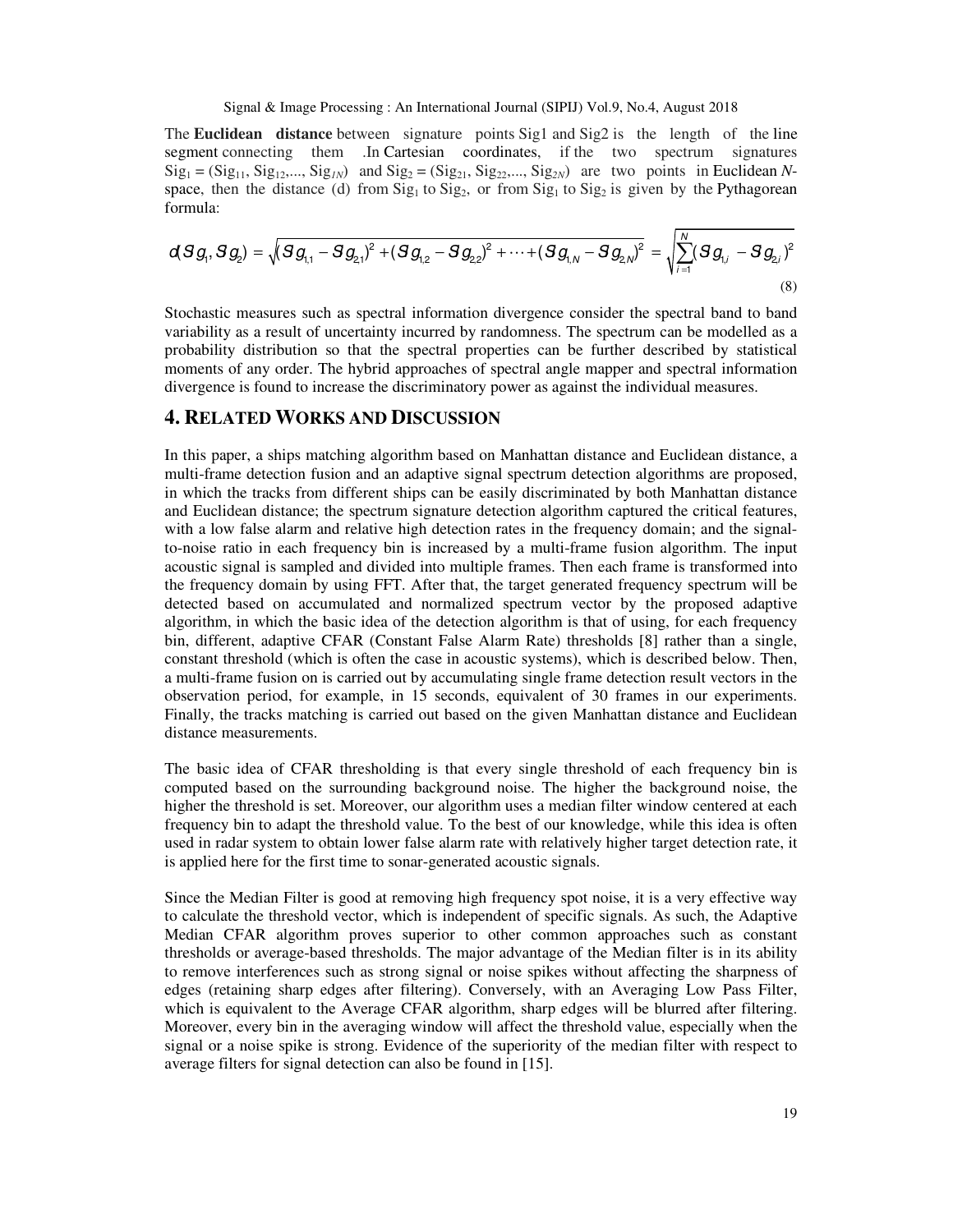The **Euclidean distance** between signature points Sig1 and Sig2 is the length of the line segment connecting them .In Cartesian coordinates, if the two spectrum signatures $Sig_1 = (Sig_{11}, Sig_{12},..., Sig_{1N})$ and $Sig_2 = (Sig_{21}, Sig_{22},..., Sig_{2N})$ are two points in Euclidean *N*-space, then the distance (d) from $Sig_1$ to $Sig_2$, or from $Sig_1$ to $Sig_2$ is given by the Pythagorean formula:

$$d(Sg_1, Sg_2) = \sqrt{(Sg_{1,1} - Sg_{2,1})^2 + (Sg_{1,2} - Sg_{2,2})^2 + \cdots + (Sg_{1,N} - Sg_{2,N})^2} = \sqrt{\sum_{i=1}^{N}(Sg_{1,i} - Sg_{2,i})^2} \tag{8}$$

Stochastic measures such as spectral information divergence consider the spectral band to band variability as a result of uncertainty incurred by randomness. The spectrum can be modelled as a probability distribution so that the spectral properties can be further described by statistical moments of any order. The hybrid approaches of spectral angle mapper and spectral information divergence is found to increase the discriminatory power as against the individual measures.

## 4. Related Works and Discussion

In this paper, a ships matching algorithm based on Manhattan distance and Euclidean distance, a multi-frame detection fusion and an adaptive signal spectrum detection algorithms are proposed, in which the tracks from different ships can be easily discriminated by both Manhattan distance and Euclidean distance; the spectrum signature detection algorithm captured the critical features, with a low false alarm and relative high detection rates in the frequency domain; and the signal-to-noise ratio in each frequency bin is increased by a multi-frame fusion algorithm. The input acoustic signal is sampled and divided into multiple frames. Then each frame is transformed into the frequency domain by using FFT. After that, the target generated frequency spectrum will be detected based on accumulated and normalized spectrum vector by the proposed adaptive algorithm, in which the basic idea of the detection algorithm is that of using, for each frequency bin, different, adaptive CFAR (Constant False Alarm Rate) thresholds [8] rather than a single, constant threshold (which is often the case in acoustic systems), which is described below. Then, a multi-frame fusion on is carried out by accumulating single frame detection result vectors in the observation period, for example, in 15 seconds, equivalent of 30 frames in our experiments. Finally, the tracks matching is carried out based on the given Manhattan distance and Euclidean distance measurements.

The basic idea of CFAR thresholding is that every single threshold of each frequency bin is computed based on the surrounding background noise. The higher the background noise, the higher the threshold is set. Moreover, our algorithm uses a median filter window centered at each frequency bin to adapt the threshold value. To the best of our knowledge, while this idea is often used in radar system to obtain lower false alarm rate with relatively higher target detection rate, it is applied here for the first time to sonar-generated acoustic signals.

Since the Median Filter is good at removing high frequency spot noise, it is a very effective way to calculate the threshold vector, which is independent of specific signals. As such, the Adaptive Median CFAR algorithm proves superior to other common approaches such as constant thresholds or average-based thresholds. The major advantage of the Median filter is in its ability to remove interferences such as strong signal or noise spikes without affecting the sharpness of edges (retaining sharp edges after filtering). Conversely, with an Averaging Low Pass Filter, which is equivalent to the Average CFAR algorithm, sharp edges will be blurred after filtering. Moreover, every bin in the averaging window will affect the threshold value, especially when the signal or a noise spike is strong. Evidence of the superiority of the median filter with respect to average filters for signal detection can also be found in [15].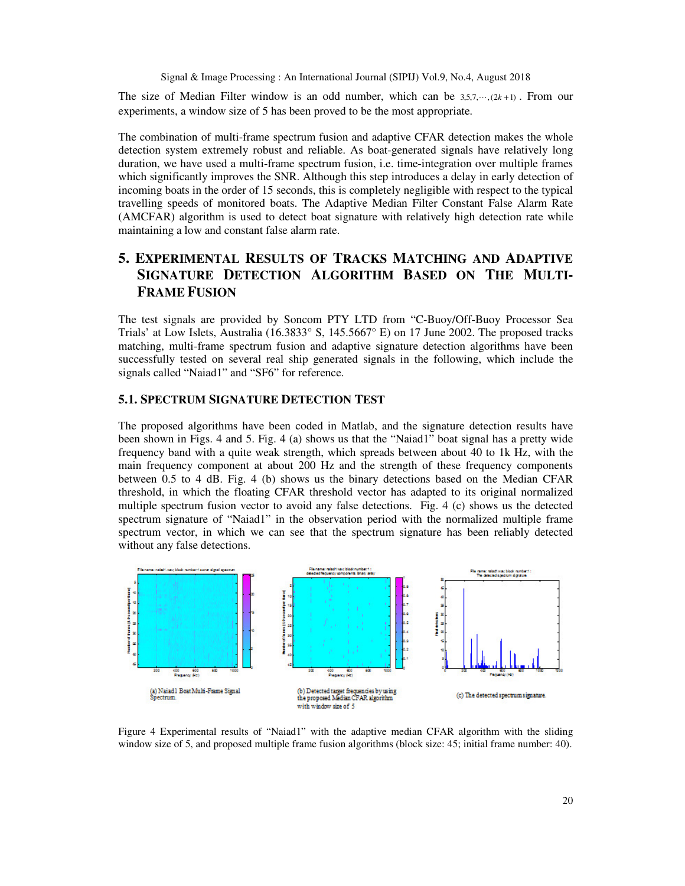The size of Median Filter window is an odd number, which can be $3,5,7,\cdots,(2k+1)$ . From our experiments, a window size of 5 has been proved to be the most appropriate.

The combination of multi-frame spectrum fusion and adaptive CFAR detection makes the whole detection system extremely robust and reliable. As boat-generated signals have relatively long duration, we have used a multi-frame spectrum fusion, i.e. time-integration over multiple frames which significantly improves the SNR. Although this step introduces a delay in early detection of incoming boats in the order of 15 seconds, this is completely negligible with respect to the typical travelling speeds of monitored boats. The Adaptive Median Filter Constant False Alarm Rate (AMCFAR) algorithm is used to detect boat signature with relatively high detection rate while maintaining a low and constant false alarm rate.

## 5. Experimental Results of Tracks Matching and Adaptive Signature Detection Algorithm Based on the Multi-Frame Fusion

The test signals are provided by Soncom PTY LTD from "C-Buoy/Off-Buoy Processor Sea Trials' at Low Islets, Australia (16.3833° S, 145.5667° E) on 17 June 2002. The proposed tracks matching, multi-frame spectrum fusion and adaptive signature detection algorithms have been successfully tested on several real ship generated signals in the following, which include the signals called "Naiad1" and "SF6" for reference.

### 5.1. Spectrum Signature Detection Test

The proposed algorithms have been coded in Matlab, and the signature detection results have been shown in Figs. 4 and 5. Fig. 4 (a) shows us that the "Naiad1" boat signal has a pretty wide frequency band with a quite weak strength, which spreads between about 40 to 1k Hz, with the main frequency component at about 200 Hz and the strength of these frequency components between 0.5 to 4 dB. Fig. 4 (b) shows us the binary detections based on the Median CFAR threshold, in which the floating CFAR threshold vector has adapted to its original normalized multiple spectrum fusion vector to avoid any false detections. Fig. 4 (c) shows us the detected spectrum signature of "Naiad1" in the observation period with the normalized multiple frame spectrum vector, in which we can see that the spectrum signature has been reliably detected without any false detections.

(a) Naiad1 Boat Multi-Frame Signal Spectrum.

(b) Detected target frequencies by using the proposed Median CFAR algorithm with window size of 5

(c) The detected spectrum signature.

Figure 4 Experimental results of "Naiad1" with the adaptive median CFAR algorithm with the sliding window size of 5, and proposed multiple frame fusion algorithms (block size: 45; initial frame number: 40).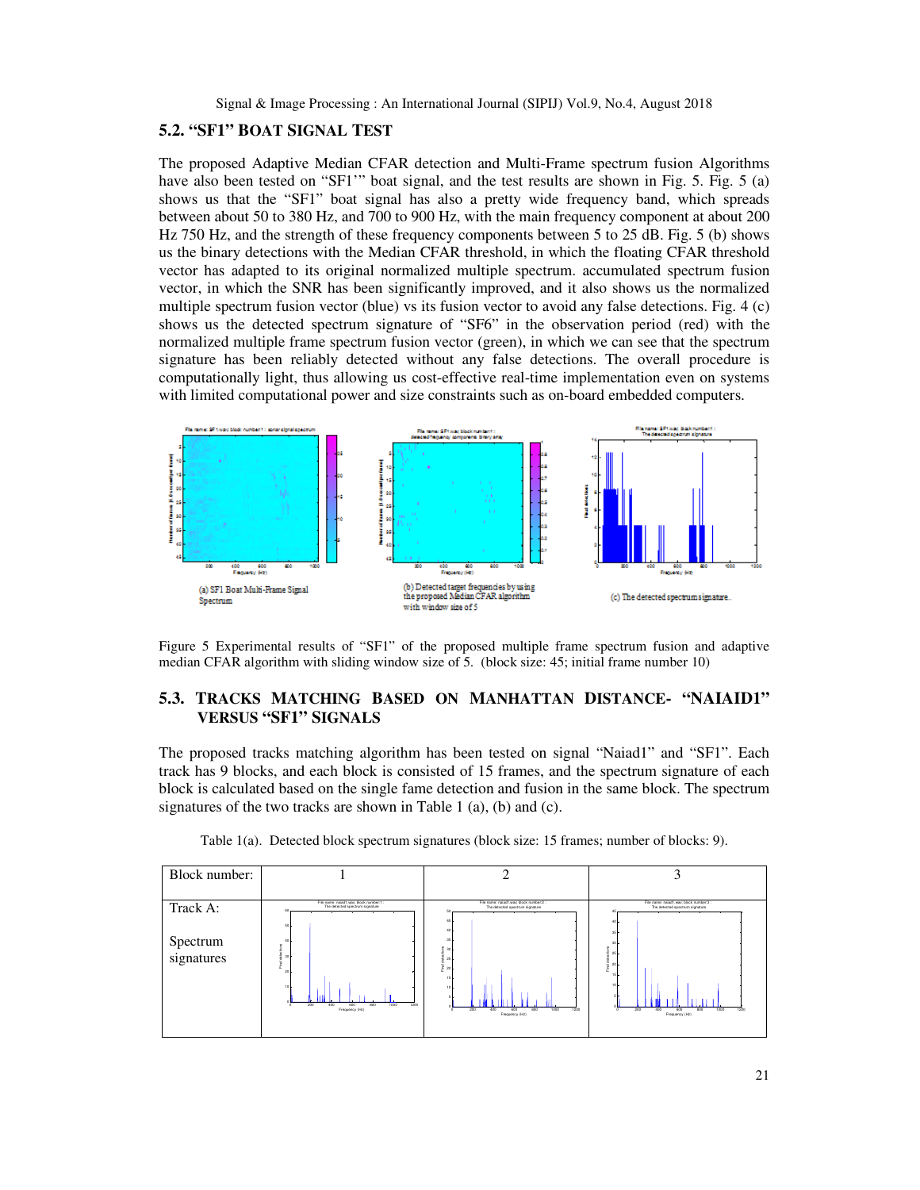### 5.2. "SF1" BOAT SIGNAL TEST

The proposed Adaptive Median CFAR detection and Multi-Frame spectrum fusion Algorithms have also been tested on "SF1'" boat signal, and the test results are shown in Fig. 5. Fig. 5 (a) shows us that the "SF1" boat signal has also a pretty wide frequency band, which spreads between about 50 to 380 Hz, and 700 to 900 Hz, with the main frequency component at about 200 Hz 750 Hz, and the strength of these frequency components between 5 to 25 dB. Fig. 5 (b) shows us the binary detections with the Median CFAR threshold, in which the floating CFAR threshold vector has adapted to its original normalized multiple spectrum. accumulated spectrum fusion vector, in which the SNR has been significantly improved, and it also shows us the normalized multiple spectrum fusion vector (blue) vs its fusion vector to avoid any false detections. Fig. 4 (c) shows us the detected spectrum signature of "SF6" in the observation period (red) with the normalized multiple frame spectrum fusion vector (green), in which we can see that the spectrum signature has been reliably detected without any false detections. The overall procedure is computationally light, thus allowing us cost-effective real-time implementation even on systems with limited computational power and size constraints such as on-board embedded computers.

(a) SF1 Boat Multi-Frame Signal Spectrum

(b) Detected target frequencies by using the proposed Median CFAR algorithm with window size of 5

(c) The detected spectrum signature.

Figure 5 Experimental results of "SF1" of the proposed multiple frame spectrum fusion and adaptive median CFAR algorithm with sliding window size of 5. (block size: 45; initial frame number 10)

### 5.3. TRACKS MATCHING BASED ON MANHATTAN DISTANCE- "NAIAID1" VERSUS "SF1" SIGNALS

The proposed tracks matching algorithm has been tested on signal "Naiad1" and "SF1". Each track has 9 blocks, and each block is consisted of 15 frames, and the spectrum signature of each block is calculated based on the single fame detection and fusion in the same block. The spectrum signatures of the two tracks are shown in Table 1 (a), (b) and (c).

Table 1(a). Detected block spectrum signatures (block size: 15 frames; number of blocks: 9).

| Block number: | 1 | 2 | 3 |
|---|---|---|---|
| Track A:<br><br>Spectrum signatures | | | |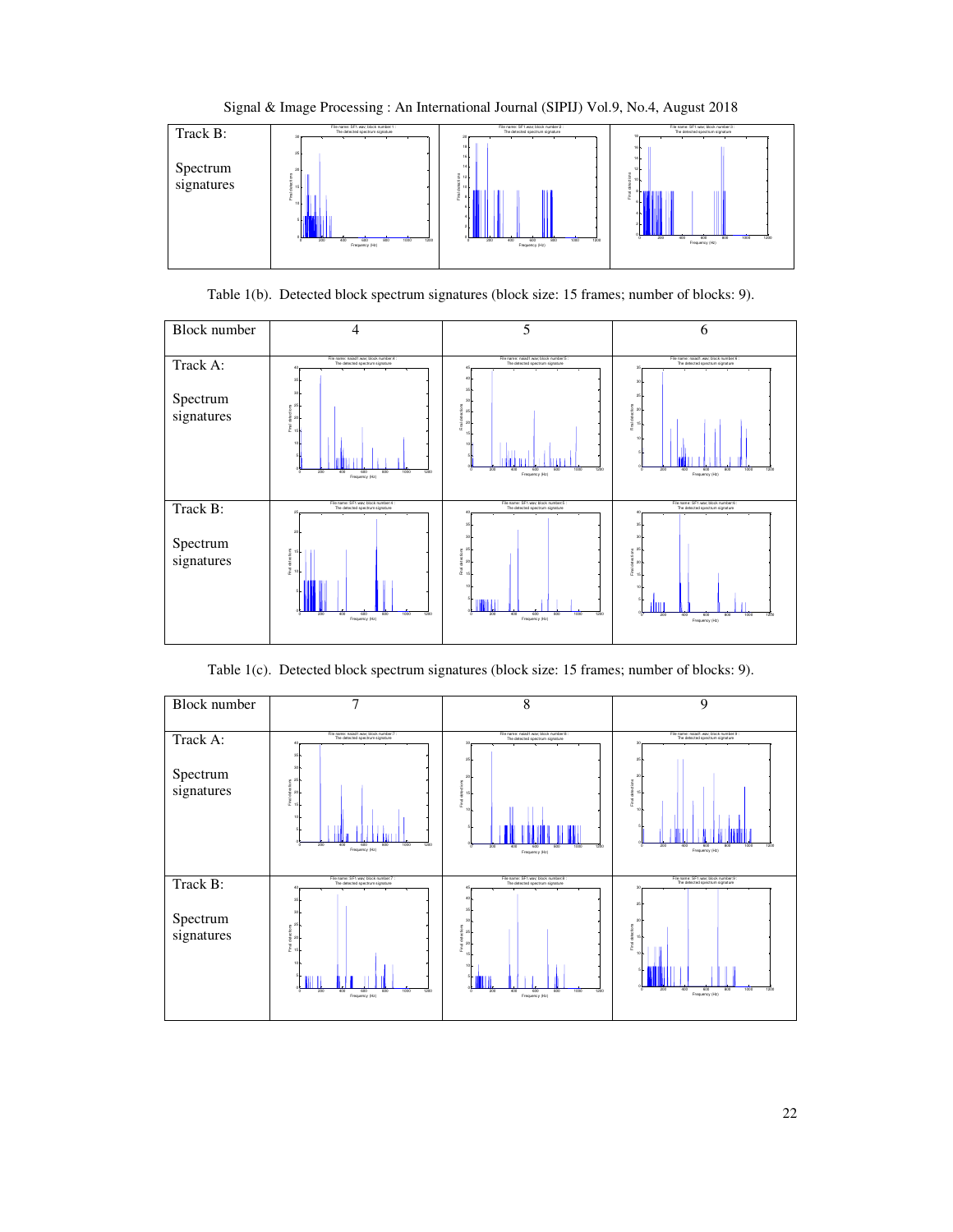| Track B: Spectrum signatures | | | |
|---|---|---|---|

Table 1(b). Detected block spectrum signatures (block size: 15 frames; number of blocks: 9).

| Block number | 4 | 5 | 6 |
|---|---|---|---|
| Track A: Spectrum signatures | | | |
| Track B: Spectrum signatures | | | |

Table 1(c). Detected block spectrum signatures (block size: 15 frames; number of blocks: 9).

| Block number | 7 | 8 | 9 |
|---|---|---|---|
| Track A: Spectrum signatures | | | |
| Track B: Spectrum signatures | | | |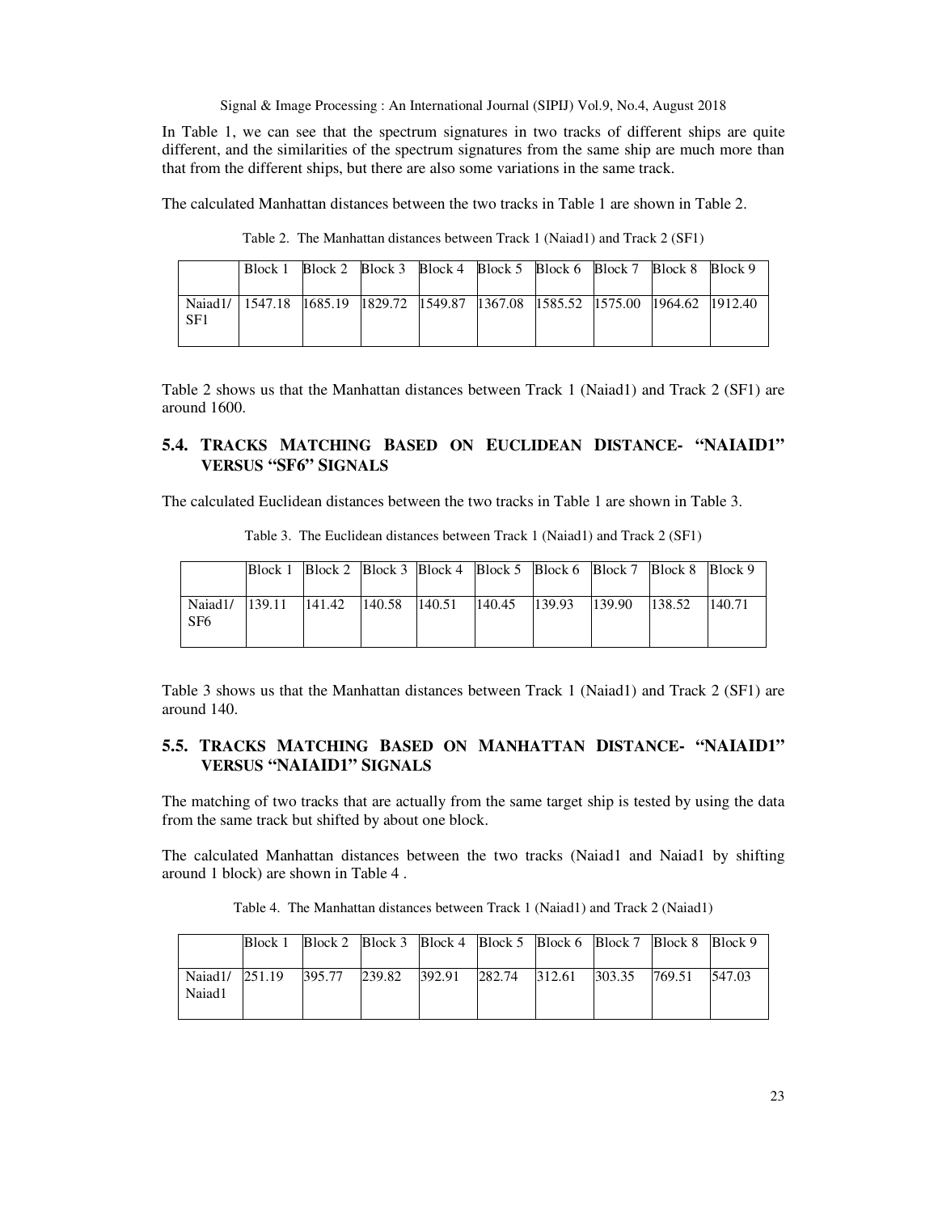In Table 1, we can see that the spectrum signatures in two tracks of different ships are quite different, and the similarities of the spectrum signatures from the same ship are much more than that from the different ships, but there are also some variations in the same track.

The calculated Manhattan distances between the two tracks in Table 1 are shown in Table 2.

Table 2. The Manhattan distances between Track 1 (Naiad1) and Track 2 (SF1)

| | Block 1 | Block 2 | Block 3 | Block 4 | Block 5 | Block 6 | Block 7 | Block 8 | Block 9 |
|---|---|---|---|---|---|---|---|---|---|
| Naiad1/ SF1 | 1547.18 | 1685.19 | 1829.72 | 1549.87 | 1367.08 | 1585.52 | 1575.00 | 1964.62 | 1912.40 |

Table 2 shows us that the Manhattan distances between Track 1 (Naiad1) and Track 2 (SF1) are around 1600.

## 5.4. TRACKS MATCHING BASED ON EUCLIDEAN DISTANCE- "NAIAID1" VERSUS "SF6" SIGNALS

The calculated Euclidean distances between the two tracks in Table 1 are shown in Table 3.

Table 3. The Euclidean distances between Track 1 (Naiad1) and Track 2 (SF1)

| | Block 1 | Block 2 | Block 3 | Block 4 | Block 5 | Block 6 | Block 7 | Block 8 | Block 9 |
|---|---|---|---|---|---|---|---|---|---|
| Naiad1/ SF6 | 139.11 | 141.42 | 140.58 | 140.51 | 140.45 | 139.93 | 139.90 | 138.52 | 140.71 |

Table 3 shows us that the Manhattan distances between Track 1 (Naiad1) and Track 2 (SF1) are around 140.

## 5.5. TRACKS MATCHING BASED ON MANHATTAN DISTANCE- "NAIAID1" VERSUS "NAIAID1" SIGNALS

The matching of two tracks that are actually from the same target ship is tested by using the data from the same track but shifted by about one block.

The calculated Manhattan distances between the two tracks (Naiad1 and Naiad1 by shifting around 1 block) are shown in Table 4 .

Table 4. The Manhattan distances between Track 1 (Naiad1) and Track 2 (Naiad1)

| | Block 1 | Block 2 | Block 3 | Block 4 | Block 5 | Block 6 | Block 7 | Block 8 | Block 9 |
|---|---|---|---|---|---|---|---|---|---|
| Naiad1/ Naiad1 | 251.19 | 395.77 | 239.82 | 392.91 | 282.74 | 312.61 | 303.35 | 769.51 | 547.03 |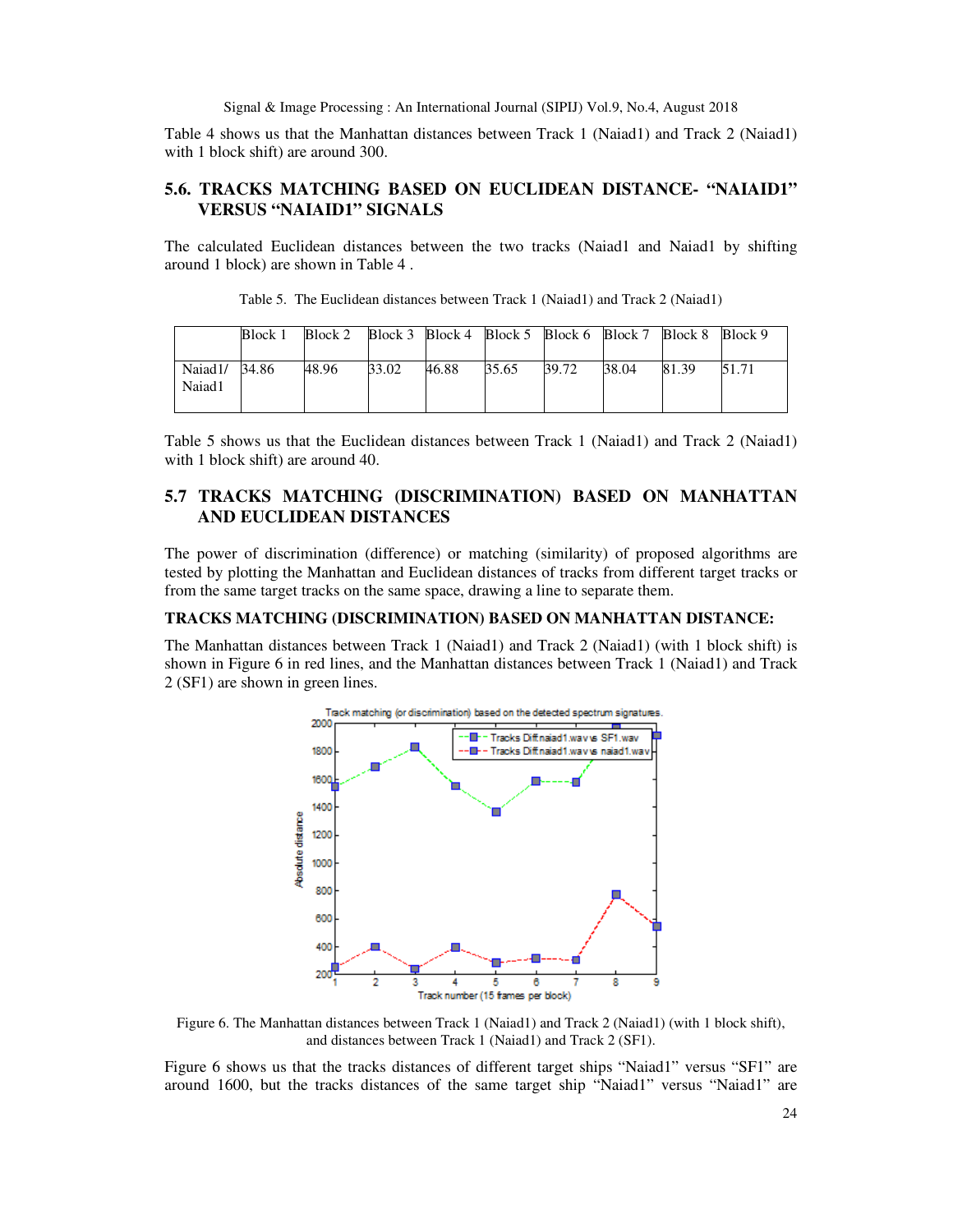Table 4 shows us that the Manhattan distances between Track 1 (Naiad1) and Track 2 (Naiad1) with 1 block shift) are around 300.

## 5.6. TRACKS MATCHING BASED ON EUCLIDEAN DISTANCE- "NAIAID1" VERSUS "NAIAID1" SIGNALS

The calculated Euclidean distances between the two tracks (Naiad1 and Naiad1 by shifting around 1 block) are shown in Table 4 .

Table 5. The Euclidean distances between Track 1 (Naiad1) and Track 2 (Naiad1)

| | Block 1 | Block 2 | Block 3 | Block 4 | Block 5 | Block 6 | Block 7 | Block 8 | Block 9 |
|---|---|---|---|---|---|---|---|---|---|
| Naiad1/ Naiad1 | 34.86 | 48.96 | 33.02 | 46.88 | 35.65 | 39.72 | 38.04 | 81.39 | 51.71 |

Table 5 shows us that the Euclidean distances between Track 1 (Naiad1) and Track 2 (Naiad1) with 1 block shift) are around 40.

## 5.7 TRACKS MATCHING (DISCRIMINATION) BASED ON MANHATTAN AND EUCLIDEAN DISTANCES

The power of discrimination (difference) or matching (similarity) of proposed algorithms are tested by plotting the Manhattan and Euclidean distances of tracks from different target tracks or from the same target tracks on the same space, drawing a line to separate them.

**TRACKS MATCHING (DISCRIMINATION) BASED ON MANHATTAN DISTANCE:**

The Manhattan distances between Track 1 (Naiad1) and Track 2 (Naiad1) (with 1 block shift) is shown in Figure 6 in red lines, and the Manhattan distances between Track 1 (Naiad1) and Track 2 (SF1) are shown in green lines.

Figure 6. The Manhattan distances between Track 1 (Naiad1) and Track 2 (Naiad1) (with 1 block shift), and distances between Track 1 (Naiad1) and Track 2 (SF1).

Figure 6 shows us that the tracks distances of different target ships "Naiad1" versus "SF1" are around 1600, but the tracks distances of the same target ship "Naiad1" versus "Naiad1" are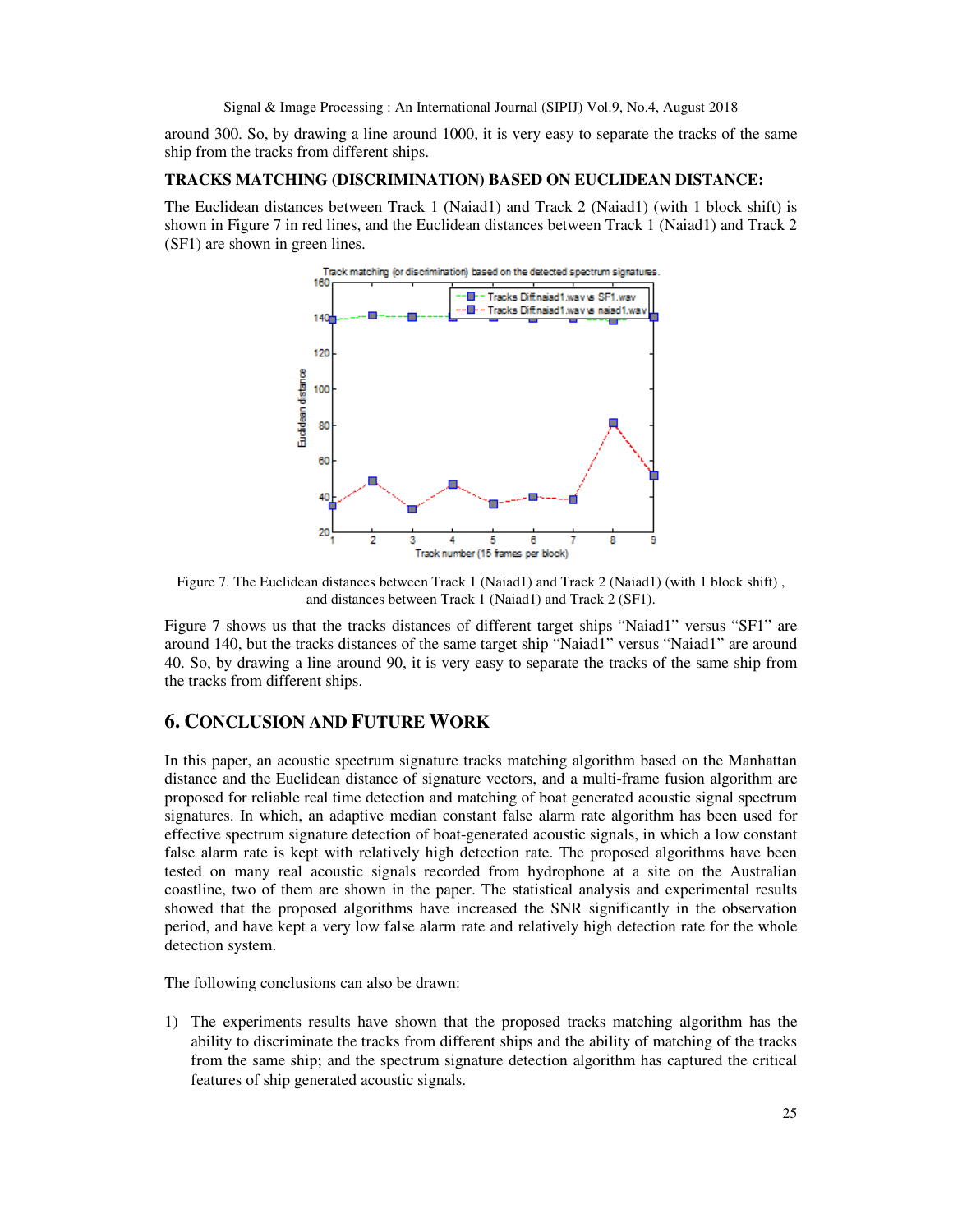around 300. So, by drawing a line around 1000, it is very easy to separate the tracks of the same ship from the tracks from different ships.

**TRACKS MATCHING (DISCRIMINATION) BASED ON EUCLIDEAN DISTANCE:**

The Euclidean distances between Track 1 (Naiad1) and Track 2 (Naiad1) (with 1 block shift) is shown in Figure 7 in red lines, and the Euclidean distances between Track 1 (Naiad1) and Track 2 (SF1) are shown in green lines.

Figure 7. The Euclidean distances between Track 1 (Naiad1) and Track 2 (Naiad1) (with 1 block shift) , and distances between Track 1 (Naiad1) and Track 2 (SF1).

Figure 7 shows us that the tracks distances of different target ships “Naiad1” versus “SF1” are around 140, but the tracks distances of the same target ship “Naiad1” versus “Naiad1” are around 40. So, by drawing a line around 90, it is very easy to separate the tracks of the same ship from the tracks from different ships.

## 6. CONCLUSION AND FUTURE WORK

In this paper, an acoustic spectrum signature tracks matching algorithm based on the Manhattan distance and the Euclidean distance of signature vectors, and a multi-frame fusion algorithm are proposed for reliable real time detection and matching of boat generated acoustic signal spectrum signatures. In which, an adaptive median constant false alarm rate algorithm has been used for effective spectrum signature detection of boat-generated acoustic signals, in which a low constant false alarm rate is kept with relatively high detection rate. The proposed algorithms have been tested on many real acoustic signals recorded from hydrophone at a site on the Australian coastline, two of them are shown in the paper. The statistical analysis and experimental results showed that the proposed algorithms have increased the SNR significantly in the observation period, and have kept a very low false alarm rate and relatively high detection rate for the whole detection system.

The following conclusions can also be drawn:

1) The experiments results have shown that the proposed tracks matching algorithm has the ability to discriminate the tracks from different ships and the ability of matching of the tracks from the same ship; and the spectrum signature detection algorithm has captured the critical features of ship generated acoustic signals.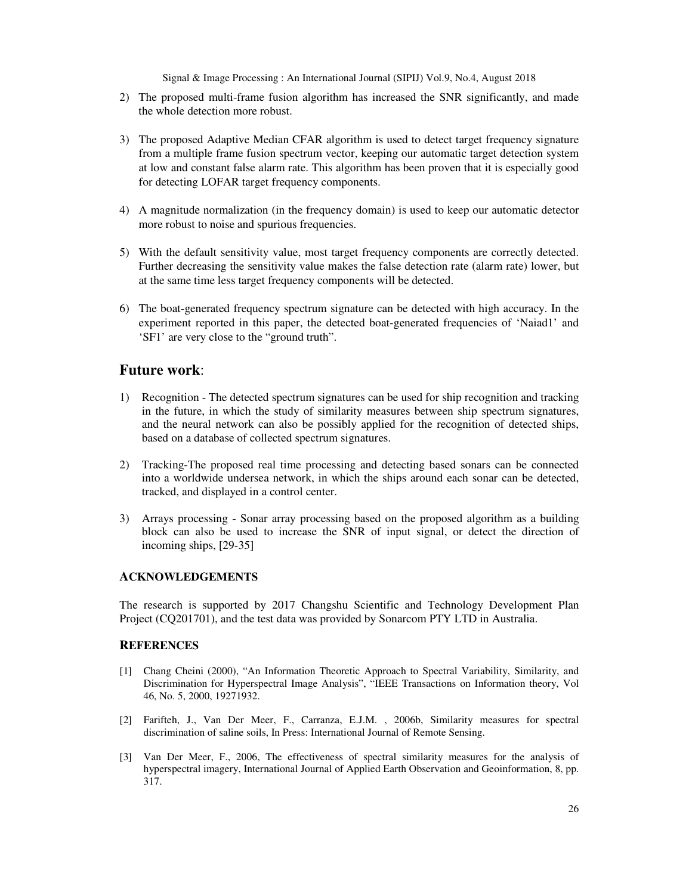2) The proposed multi-frame fusion algorithm has increased the SNR significantly, and made the whole detection more robust.

3) The proposed Adaptive Median CFAR algorithm is used to detect target frequency signature from a multiple frame fusion spectrum vector, keeping our automatic target detection system at low and constant false alarm rate. This algorithm has been proven that it is especially good for detecting LOFAR target frequency components.

4) A magnitude normalization (in the frequency domain) is used to keep our automatic detector more robust to noise and spurious frequencies.

5) With the default sensitivity value, most target frequency components are correctly detected. Further decreasing the sensitivity value makes the false detection rate (alarm rate) lower, but at the same time less target frequency components will be detected.

6) The boat-generated frequency spectrum signature can be detected with high accuracy. In the experiment reported in this paper, the detected boat-generated frequencies of 'Naiad1' and 'SF1' are very close to the "ground truth".

## **Future work**:

1) Recognition - The detected spectrum signatures can be used for ship recognition and tracking in the future, in which the study of similarity measures between ship spectrum signatures, and the neural network can also be possibly applied for the recognition of detected ships, based on a database of collected spectrum signatures.

2) Tracking-The proposed real time processing and detecting based sonars can be connected into a worldwide undersea network, in which the ships around each sonar can be detected, tracked, and displayed in a control center.

3) Arrays processing - Sonar array processing based on the proposed algorithm as a building block can also be used to increase the SNR of input signal, or detect the direction of incoming ships, [29-35]

### ACKNOWLEDGEMENTS

The research is supported by 2017 Changshu Scientific and Technology Development Plan Project (CQ201701), and the test data was provided by Sonarcom PTY LTD in Australia.

### REFERENCES

[1] Chang Cheini (2000), "An Information Theoretic Approach to Spectral Variability, Similarity, and Discrimination for Hyperspectral Image Analysis", "IEEE Transactions on Information theory, Vol 46, No. 5, 2000, 19271932.

[2] Farifteh, J., Van Der Meer, F., Carranza, E.J.M. , 2006b, Similarity measures for spectral discrimination of saline soils, In Press: International Journal of Remote Sensing.

[3] Van Der Meer, F., 2006, The effectiveness of spectral similarity measures for the analysis of hyperspectral imagery, International Journal of Applied Earth Observation and Geoinformation, 8, pp. 317.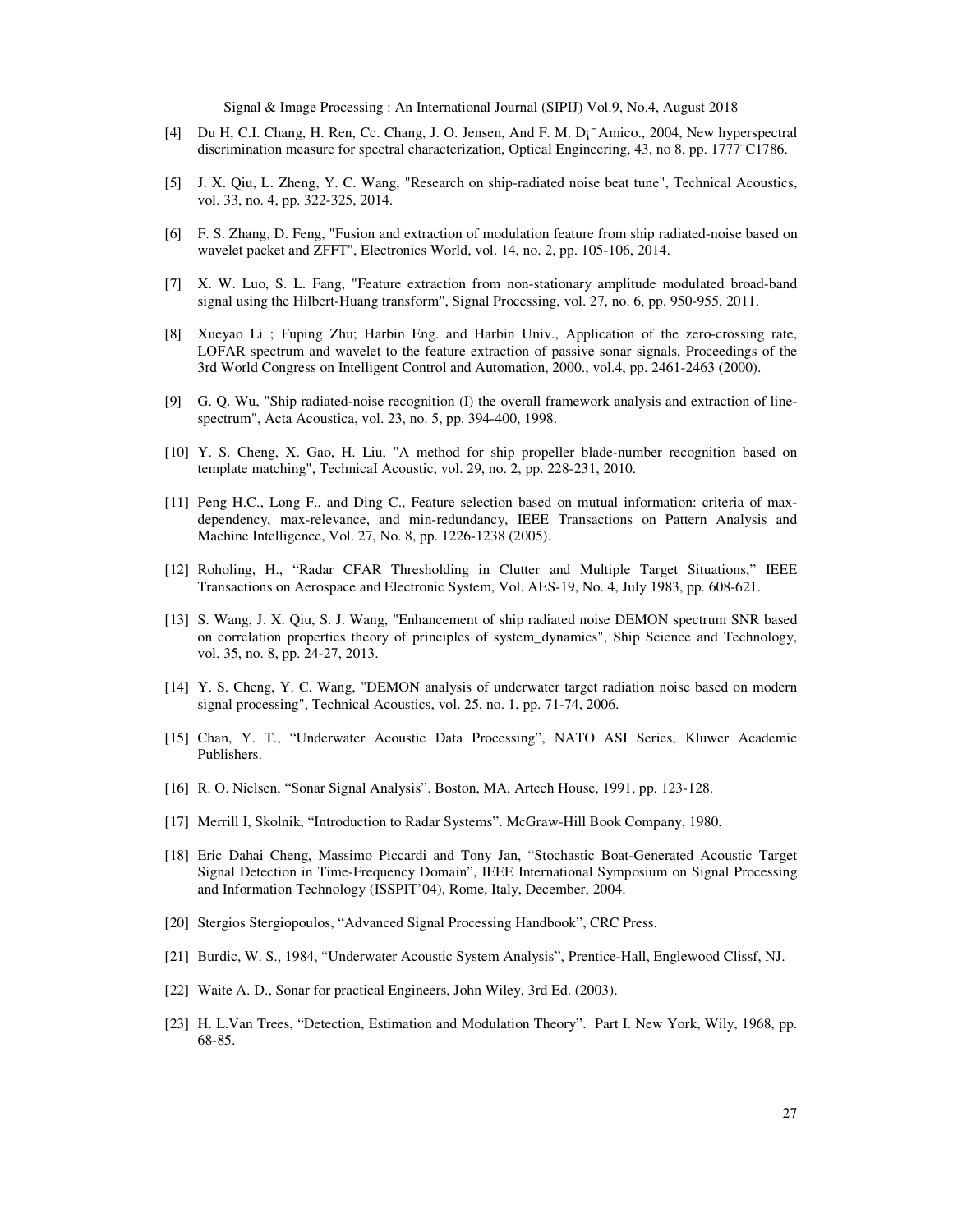[4] Du H, C.I. Chang, H. Ren, Cc. Chang, J. O. Jensen, And F. M. D¡¯Amico., 2004, New hyperspectral discrimination measure for spectral characterization, Optical Engineering, 43, no 8, pp. 1777¨C1786.

[5] J. X. Qiu, L. Zheng, Y. C. Wang, "Research on ship-radiated noise beat tune", Technical Acoustics, vol. 33, no. 4, pp. 322-325, 2014.

[6] F. S. Zhang, D. Feng, "Fusion and extraction of modulation feature from ship radiated-noise based on wavelet packet and ZFFT", Electronics World, vol. 14, no. 2, pp. 105-106, 2014.

[7] X. W. Luo, S. L. Fang, "Feature extraction from non-stationary amplitude modulated broad-band signal using the Hilbert-Huang transform", Signal Processing, vol. 27, no. 6, pp. 950-955, 2011.

[8] Xueyao Li ; Fuping Zhu; Harbin Eng. and Harbin Univ., Application of the zero-crossing rate, LOFAR spectrum and wavelet to the feature extraction of passive sonar signals, Proceedings of the 3rd World Congress on Intelligent Control and Automation, 2000., vol.4, pp. 2461-2463 (2000).

[9] G. Q. Wu, "Ship radiated-noise recognition (I) the overall framework analysis and extraction of line-spectrum", Acta Acoustica, vol. 23, no. 5, pp. 394-400, 1998.

[10] Y. S. Cheng, X. Gao, H. Liu, "A method for ship propeller blade-number recognition based on template matching", TechnicaI Acoustic, vol. 29, no. 2, pp. 228-231, 2010.

[11] Peng H.C., Long F., and Ding C., Feature selection based on mutual information: criteria of max-dependency, max-relevance, and min-redundancy, IEEE Transactions on Pattern Analysis and Machine Intelligence, Vol. 27, No. 8, pp. 1226-1238 (2005).

[12] Roholing, H., "Radar CFAR Thresholding in Clutter and Multiple Target Situations," IEEE Transactions on Aerospace and Electronic System, Vol. AES-19, No. 4, July 1983, pp. 608-621.

[13] S. Wang, J. X. Qiu, S. J. Wang, "Enhancement of ship radiated noise DEMON spectrum SNR based on correlation properties theory of principles of system_dynamics", Ship Science and Technology, vol. 35, no. 8, pp. 24-27, 2013.

[14] Y. S. Cheng, Y. C. Wang, "DEMON analysis of underwater target radiation noise based on modern signal processing", Technical Acoustics, vol. 25, no. 1, pp. 71-74, 2006.

[15] Chan, Y. T., "Underwater Acoustic Data Processing", NATO ASI Series, Kluwer Academic Publishers.

[16] R. O. Nielsen, "Sonar Signal Analysis". Boston, MA, Artech House, 1991, pp. 123-128.

[17] Merrill I, Skolnik, "Introduction to Radar Systems". McGraw-Hill Book Company, 1980.

[18] Eric Dahai Cheng, Massimo Piccardi and Tony Jan, "Stochastic Boat-Generated Acoustic Target Signal Detection in Time-Frequency Domain", IEEE International Symposium on Signal Processing and Information Technology (ISSPIT'04), Rome, Italy, December, 2004.

[20] Stergios Stergiopoulos, "Advanced Signal Processing Handbook", CRC Press.

[21] Burdic, W. S., 1984, "Underwater Acoustic System Analysis", Prentice-Hall, Englewood Clissf, NJ.

[22] Waite A. D., Sonar for practical Engineers, John Wiley, 3rd Ed. (2003).

[23] H. L.Van Trees, "Detection, Estimation and Modulation Theory". Part I. New York, Wily, 1968, pp. 68-85.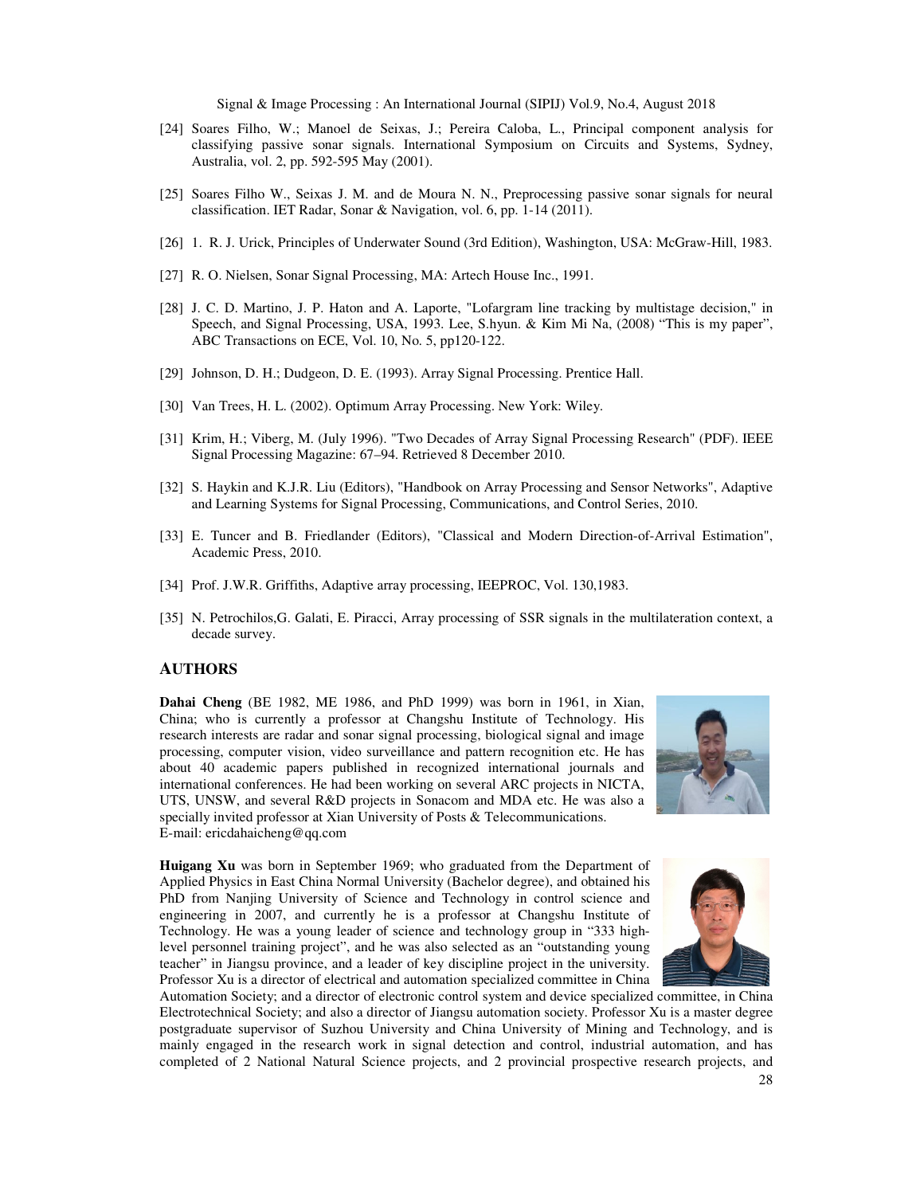[24] Soares Filho, W.; Manoel de Seixas, J.; Pereira Caloba, L., Principal component analysis for classifying passive sonar signals. International Symposium on Circuits and Systems, Sydney, Australia, vol. 2, pp. 592-595 May (2001).

[25] Soares Filho W., Seixas J. M. and de Moura N. N., Preprocessing passive sonar signals for neural classification. IET Radar, Sonar & Navigation, vol. 6, pp. 1-14 (2011).

[26] 1. R. J. Urick, Principles of Underwater Sound (3rd Edition), Washington, USA: McGraw-Hill, 1983.

[27] R. O. Nielsen, Sonar Signal Processing, MA: Artech House Inc., 1991.

[28] J. C. D. Martino, J. P. Haton and A. Laporte, "Lofargram line tracking by multistage decision," in Speech, and Signal Processing, USA, 1993. Lee, S.hyun. & Kim Mi Na, (2008) "This is my paper", ABC Transactions on ECE, Vol. 10, No. 5, pp120-122.

[29] Johnson, D. H.; Dudgeon, D. E. (1993). Array Signal Processing. Prentice Hall.

[30] Van Trees, H. L. (2002). Optimum Array Processing. New York: Wiley.

[31] Krim, H.; Viberg, M. (July 1996). "Two Decades of Array Signal Processing Research" (PDF). IEEE Signal Processing Magazine: 67–94. Retrieved 8 December 2010.

[32] S. Haykin and K.J.R. Liu (Editors), "Handbook on Array Processing and Sensor Networks", Adaptive and Learning Systems for Signal Processing, Communications, and Control Series, 2010.

[33] E. Tuncer and B. Friedlander (Editors), "Classical and Modern Direction-of-Arrival Estimation", Academic Press, 2010.

[34] Prof. J.W.R. Griffiths, Adaptive array processing, IEEPROC, Vol. 130,1983.

[35] N. Petrochilos,G. Galati, E. Piracci, Array processing of SSR signals in the multilateration context, a decade survey.

## AUTHORS

**Dahai Cheng** (BE 1982, ME 1986, and PhD 1999) was born in 1961, in Xian, China; who is currently a professor at Changshu Institute of Technology. His research interests are radar and sonar signal processing, biological signal and image processing, computer vision, video surveillance and pattern recognition etc. He has about 40 academic papers published in recognized international journals and international conferences. He had been working on several ARC projects in NICTA, UTS, UNSW, and several R&D projects in Sonacom and MDA etc. He was also a specially invited professor at Xian University of Posts & Telecommunications.
E-mail: ericdahaicheng@qq.com

**Huigang Xu** was born in September 1969; who graduated from the Department of Applied Physics in East China Normal University (Bachelor degree), and obtained his PhD from Nanjing University of Science and Technology in control science and engineering in 2007, and currently he is a professor at Changshu Institute of Technology. He was a young leader of science and technology group in "333 high-level personnel training project", and he was also selected as an "outstanding young teacher" in Jiangsu province, and a leader of key discipline project in the university. Professor Xu is a director of electrical and automation specialized committee in China Automation Society; and a director of electronic control system and device specialized committee, in China Electrotechnical Society; and also a director of Jiangsu automation society. Professor Xu is a master degree postgraduate supervisor of Suzhou University and China University of Mining and Technology, and is mainly engaged in the research work in signal detection and control, industrial automation, and has completed of 2 National Natural Science projects, and 2 provincial prospective research projects, and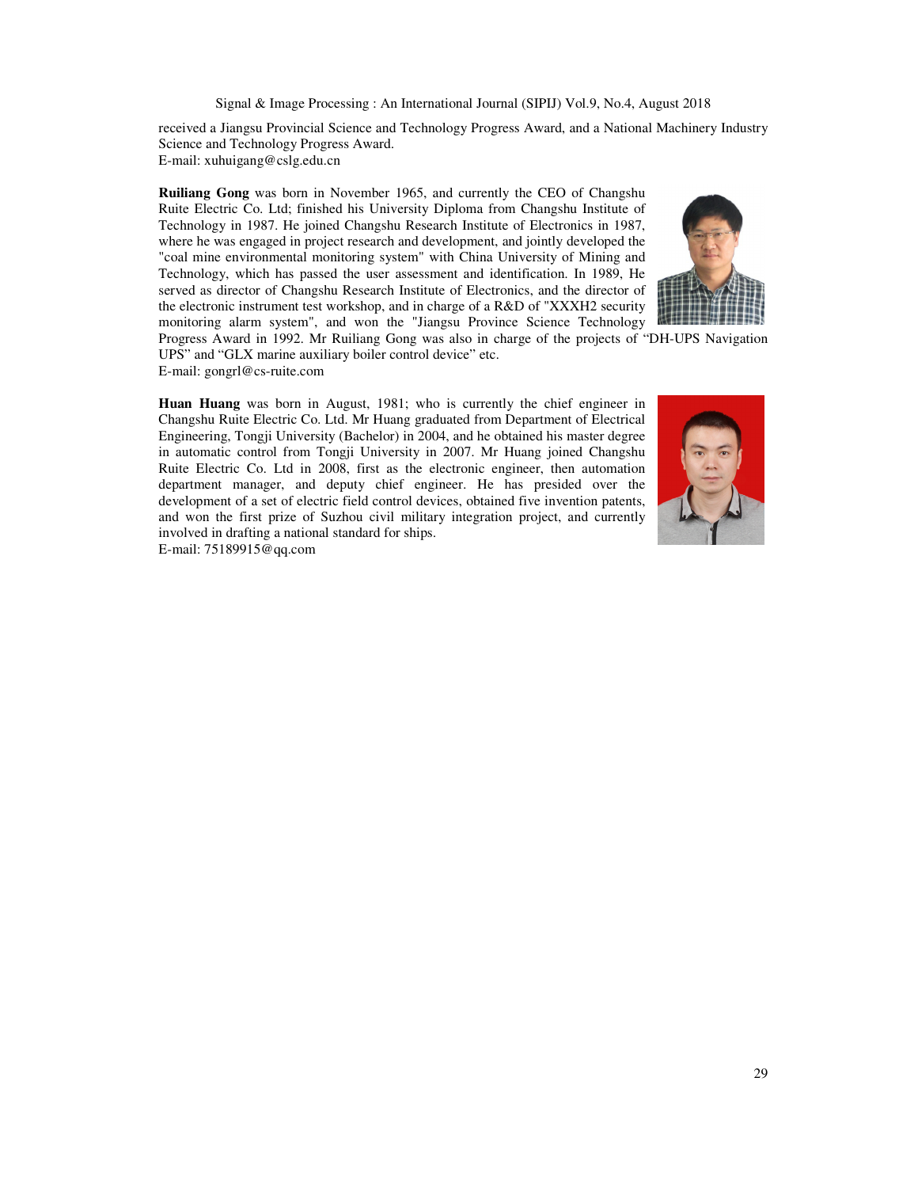received a Jiangsu Provincial Science and Technology Progress Award, and a National Machinery Industry Science and Technology Progress Award.
E-mail: xuhuigang@cslg.edu.cn

**Ruiliang Gong** was born in November 1965, and currently the CEO of Changshu Ruite Electric Co. Ltd; finished his University Diploma from Changshu Institute of Technology in 1987. He joined Changshu Research Institute of Electronics in 1987, where he was engaged in project research and development, and jointly developed the "coal mine environmental monitoring system" with China University of Mining and Technology, which has passed the user assessment and identification. In 1989, He served as director of Changshu Research Institute of Electronics, and the director of the electronic instrument test workshop, and in charge of a R&D of "XXXH2 security monitoring alarm system", and won the "Jiangsu Province Science Technology Progress Award in 1992. Mr Ruiliang Gong was also in charge of the projects of "DH-UPS Navigation UPS" and "GLX marine auxiliary boiler control device" etc.
E-mail: gongrl@cs-ruite.com

**Huan Huang** was born in August, 1981; who is currently the chief engineer in Changshu Ruite Electric Co. Ltd. Mr Huang graduated from Department of Electrical Engineering, Tongji University (Bachelor) in 2004, and he obtained his master degree in automatic control from Tongji University in 2007. Mr Huang joined Changshu Ruite Electric Co. Ltd in 2008, first as the electronic engineer, then automation department manager, and deputy chief engineer. He has presided over the development of a set of electric field control devices, obtained five invention patents, and won the first prize of Suzhou civil military integration project, and currently involved in drafting a national standard for ships.
E-mail: 75189915@qq.com